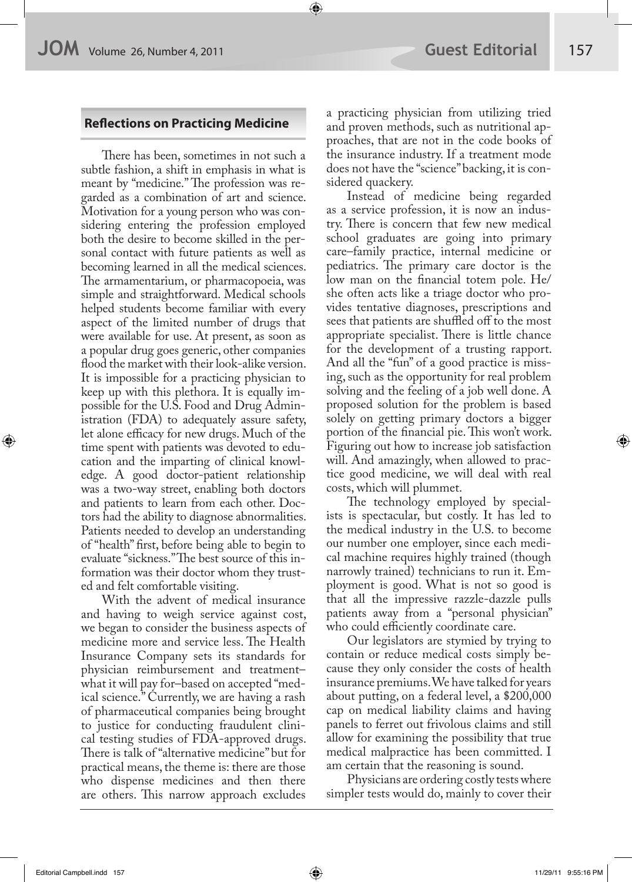## Reflections on Practicing Medicine

There has been, sometimes in not such a subtle fashion, a shift in emphasis in what is meant by "medicine." The profession was regarded as a combination of art and science. Motivation for a young person who was considering entering the profession employed both the desire to become skilled in the personal contact with future patients as well as becoming learned in all the medical sciences. The armamentarium, or pharmacopoeia, was simple and straightforward. Medical schools helped students become familiar with every aspect of the limited number of drugs that were available for use. At present, as soon as a popular drug goes generic, other companies flood the market with their look-alike version. It is impossible for a practicing physician to keep up with this plethora. It is equally impossible for the U.S. Food and Drug Administration (FDA) to adequately assure safety, let alone efficacy for new drugs. Much of the time spent with patients was devoted to education and the imparting of clinical knowledge. A good doctor-patient relationship was a two-way street, enabling both doctors and patients to learn from each other. Doctors had the ability to diagnose abnormalities. Patients needed to develop an understanding of "health" first, before being able to begin to evaluate "sickness." The best source of this information was their doctor whom they trusted and felt comfortable visiting.

With the advent of medical insurance and having to weigh service against cost, we began to consider the business aspects of medicine more and service less. The Health Insurance Company sets its standards for physician reimbursement and treatment–what it will pay for–based on accepted "medical science." Currently, we are having a rash of pharmaceutical companies being brought to justice for conducting fraudulent clinical testing studies of FDA-approved drugs. There is talk of "alternative medicine" but for practical means, the theme is: there are those who dispense medicines and then there are others. This narrow approach excludes a practicing physician from utilizing tried and proven methods, such as nutritional approaches, that are not in the code books of the insurance industry. If a treatment mode does not have the "science" backing, it is considered quackery.

Instead of medicine being regarded as a service profession, it is now an industry. There is concern that few new medical school graduates are going into primary care–family practice, internal medicine or pediatrics. The primary care doctor is the low man on the financial totem pole. He/she often acts like a triage doctor who provides tentative diagnoses, prescriptions and sees that patients are shuffled off to the most appropriate specialist. There is little chance for the development of a trusting rapport. And all the "fun" of a good practice is missing, such as the opportunity for real problem solving and the feeling of a job well done. A proposed solution for the problem is based solely on getting primary doctors a bigger portion of the financial pie. This won't work. Figuring out how to increase job satisfaction will. And amazingly, when allowed to practice good medicine, we will deal with real costs, which will plummet.

The technology employed by specialists is spectacular, but costly. It has led to the medical industry in the U.S. to become our number one employer, since each medical machine requires highly trained (though narrowly trained) technicians to run it. Employment is good. What is not so good is that all the impressive razzle-dazzle pulls patients away from a "personal physician" who could efficiently coordinate care.

Our legislators are stymied by trying to contain or reduce medical costs simply because they only consider the costs of health insurance premiums. We have talked for years about putting, on a federal level, a $200,000 cap on medical liability claims and having panels to ferret out frivolous claims and still allow for examining the possibility that true medical malpractice has been committed. I am certain that the reasoning is sound.

Physicians are ordering costly tests where simpler tests would do, mainly to cover their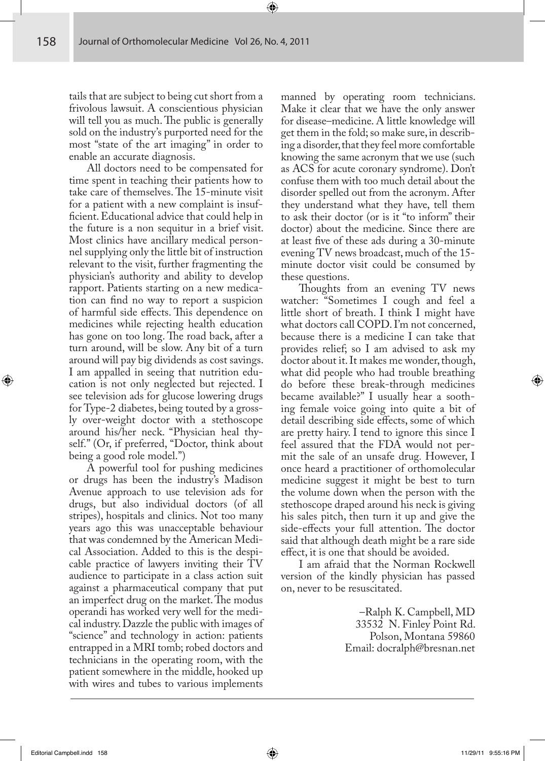tails that are subject to being cut short from a frivolous lawsuit. A conscientious physician will tell you as much. The public is generally sold on the industry's purported need for the most "state of the art imaging" in order to enable an accurate diagnosis.

All doctors need to be compensated for time spent in teaching their patients how to take care of themselves. The 15-minute visit for a patient with a new complaint is insufficient. Educational advice that could help in the future is a non sequitur in a brief visit. Most clinics have ancillary medical personnel supplying only the little bit of instruction relevant to the visit, further fragmenting the physician's authority and ability to develop rapport. Patients starting on a new medication can find no way to report a suspicion of harmful side effects. This dependence on medicines while rejecting health education has gone on too long. The road back, after a turn around, will be slow. Any bit of a turn around will pay big dividends as cost savings. I am appalled in seeing that nutrition education is not only neglected but rejected. I see television ads for glucose lowering drugs for Type-2 diabetes, being touted by a grossly over-weight doctor with a stethoscope around his/her neck. "Physician heal thyself." (Or, if preferred, "Doctor, think about being a good role model.")

A powerful tool for pushing medicines or drugs has been the industry's Madison Avenue approach to use television ads for drugs, but also individual doctors (of all stripes), hospitals and clinics. Not too many years ago this was unacceptable behaviour that was condemned by the American Medical Association. Added to this is the despicable practice of lawyers inviting their TV audience to participate in a class action suit against a pharmaceutical company that put an imperfect drug on the market. The modus operandi has worked very well for the medical industry. Dazzle the public with images of "science" and technology in action: patients entrapped in a MRI tomb; robed doctors and technicians in the operating room, with the patient somewhere in the middle, hooked up with wires and tubes to various implements manned by operating room technicians. Make it clear that we have the only answer for disease–medicine. A little knowledge will get them in the fold; so make sure, in describing a disorder, that they feel more comfortable knowing the same acronym that we use (such as ACS for acute coronary syndrome). Don't confuse them with too much detail about the disorder spelled out from the acronym. After they understand what they have, tell them to ask their doctor (or is it "to inform" their doctor) about the medicine. Since there are at least five of these ads during a 30-minute evening TV news broadcast, much of the 15-minute doctor visit could be consumed by these questions.

Thoughts from an evening TV news watcher: "Sometimes I cough and feel a little short of breath. I think I might have what doctors call COPD. I'm not concerned, because there is a medicine I can take that provides relief; so I am advised to ask my doctor about it. It makes me wonder, though, what did people who had trouble breathing do before these break-through medicines became available?" I usually hear a soothing female voice going into quite a bit of detail describing side effects, some of which are pretty hairy. I tend to ignore this since I feel assured that the FDA would not permit the sale of an unsafe drug. However, I once heard a practitioner of orthomolecular medicine suggest it might be best to turn the volume down when the person with the stethoscope draped around his neck is giving his sales pitch, then turn it up and give the side-effects your full attention. The doctor said that although death might be a rare side effect, it is one that should be avoided.

I am afraid that the Norman Rockwell version of the kindly physician has passed on, never to be resuscitated.

–Ralph K. Campbell, MD
33532 N. Finley Point Rd.
Polson, Montana 59860
Email: docralph@bresnan.net